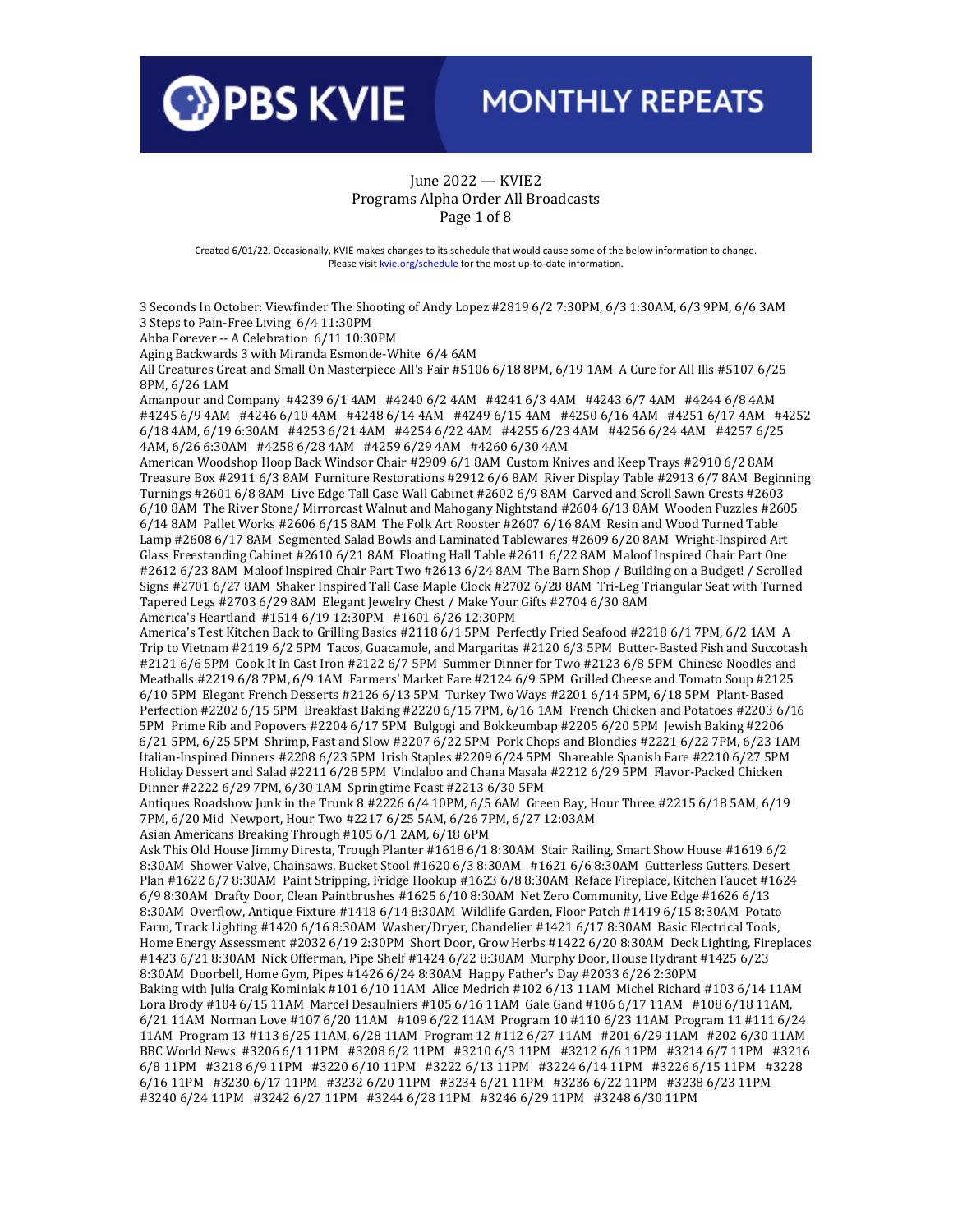# PBS KVIE MONTHLY REPEATS

June 2022 — KVIE2
Programs Alpha Order All Broadcasts
Page 1 of 8

Created 6/01/22. Occasionally, KVIE makes changes to its schedule that would cause some of the below information to change. Please visit kvie.org/schedule for the most up-to-date information.

3 Seconds In October: Viewfinder The Shooting of Andy Lopez #2819 6/2 7:30PM, 6/3 1:30AM, 6/3 9PM, 6/6 3AM
3 Steps to Pain-Free Living 6/4 11:30PM
Abba Forever -- A Celebration 6/11 10:30PM
Aging Backwards 3 with Miranda Esmonde-White 6/4 6AM
All Creatures Great and Small On Masterpiece All's Fair #5106 6/18 8PM, 6/19 1AM A Cure for All Ills #5107 6/25 8PM, 6/26 1AM
Amanpour and Company #4239 6/1 4AM #4240 6/2 4AM #4241 6/3 4AM #4243 6/7 4AM #4244 6/8 4AM #4245 6/9 4AM #4246 6/10 4AM #4248 6/14 4AM #4249 6/15 4AM #4250 6/16 4AM #4251 6/17 4AM #4252 6/18 4AM, 6/19 6:30AM #4253 6/21 4AM #4254 6/22 4AM #4255 6/23 4AM #4256 6/24 4AM #4257 6/25 4AM, 6/26 6:30AM #4258 6/28 4AM #4259 6/29 4AM #4260 6/30 4AM
American Woodshop Hoop Back Windsor Chair #2909 6/1 8AM Custom Knives and Keep Trays #2910 6/2 8AM Treasure Box #2911 6/3 8AM Furniture Restorations #2912 6/6 8AM River Display Table #2913 6/7 8AM Beginning Turnings #2601 6/8 8AM Live Edge Tall Case Wall Cabinet #2602 6/9 8AM Carved and Scroll Sawn Crests #2603 6/10 8AM The River Stone/ Mirrorcast Walnut and Mahogany Nightstand #2604 6/13 8AM Wooden Puzzles #2605 6/14 8AM Pallet Works #2606 6/15 8AM The Folk Art Rooster #2607 6/16 8AM Resin and Wood Turned Table Lamp #2608 6/17 8AM Segmented Salad Bowls and Laminated Tablewares #2609 6/20 8AM Wright-Inspired Art Glass Freestanding Cabinet #2610 6/21 8AM Floating Hall Table #2611 6/22 8AM Maloof Inspired Chair Part One #2612 6/23 8AM Maloof Inspired Chair Part Two #2613 6/24 8AM The Barn Shop / Building on a Budget! / Scrolled Signs #2701 6/27 8AM Shaker Inspired Tall Case Maple Clock #2702 6/28 8AM Tri-Leg Triangular Seat with Turned Tapered Legs #2703 6/29 8AM Elegant Jewelry Chest / Make Your Gifts #2704 6/30 8AM
America's Heartland #1514 6/19 12:30PM #1601 6/26 12:30PM
America's Test Kitchen Back to Grilling Basics #2118 6/1 5PM Perfectly Fried Seafood #2218 6/1 7PM, 6/2 1AM A Trip to Vietnam #2119 6/2 5PM Tacos, Guacamole, and Margaritas #2120 6/3 5PM Butter-Basted Fish and Succotash #2121 6/6 5PM Cook It In Cast Iron #2122 6/7 5PM Summer Dinner for Two #2123 6/8 5PM Chinese Noodles and Meatballs #2219 6/8 7PM, 6/9 1AM Farmers' Market Fare #2124 6/9 5PM Grilled Cheese and Tomato Soup #2125 6/10 5PM Elegant French Desserts #2126 6/13 5PM Turkey Two Ways #2201 6/14 5PM, 6/18 5PM Plant-Based Perfection #2202 6/15 5PM Breakfast Baking #2220 6/15 7PM, 6/16 1AM French Chicken and Potatoes #2203 6/16 5PM Prime Rib and Popovers #2204 6/17 5PM Bulgogi and Bokkeumbap #2205 6/20 5PM Jewish Baking #2206 6/21 5PM, 6/25 5PM Shrimp, Fast and Slow #2207 6/22 5PM Pork Chops and Blondies #2221 6/22 7PM, 6/23 1AM Italian-Inspired Dinners #2208 6/23 5PM Irish Staples #2209 6/24 5PM Shareable Spanish Fare #2210 6/27 5PM Holiday Dessert and Salad #2211 6/28 5PM Vindaloo and Chana Masala #2212 6/29 5PM Flavor-Packed Chicken Dinner #2222 6/29 7PM, 6/30 1AM Springtime Feast #2213 6/30 5PM
Antiques Roadshow Junk in the Trunk 8 #2226 6/4 10PM, 6/5 6AM Green Bay, Hour Three #2215 6/18 5AM, 6/19 7PM, 6/20 Mid Newport, Hour Two #2217 6/25 5AM, 6/26 7PM, 6/27 12:03AM
Asian Americans Breaking Through #105 6/1 2AM, 6/18 6PM
Ask This Old House Jimmy Diresta, Trough Planter #1618 6/1 8:30AM Stair Railing, Smart Show House #1619 6/2 8:30AM Shower Valve, Chainsaws, Bucket Stool #1620 6/3 8:30AM #1621 6/6 8:30AM Gutterless Gutters, Desert Plan #1622 6/7 8:30AM Paint Stripping, Fridge Hookup #1623 6/8 8:30AM Reface Fireplace, Kitchen Faucet #1624 6/9 8:30AM Drafty Door, Clean Paintbrushes #1625 6/10 8:30AM Net Zero Community, Live Edge #1626 6/13 8:30AM Overflow, Antique Fixture #1418 6/14 8:30AM Wildlife Garden, Floor Patch #1419 6/15 8:30AM Potato Farm, Track Lighting #1420 6/16 8:30AM Washer/Dryer, Chandelier #1421 6/17 8:30AM Basic Electrical Tools, Home Energy Assessment #2032 6/19 2:30PM Short Door, Grow Herbs #1422 6/20 8:30AM Deck Lighting, Fireplaces #1423 6/21 8:30AM Nick Offerman, Pipe Shelf #1424 6/22 8:30AM Murphy Door, House Hydrant #1425 6/23 8:30AM Doorbell, Home Gym, Pipes #1426 6/24 8:30AM Happy Father's Day #2033 6/26 2:30PM
Baking with Julia Craig Kominiak #101 6/10 11AM Alice Medrich #102 6/13 11AM Michel Richard #103 6/14 11AM Lora Brody #104 6/15 11AM Marcel Desaulniers #105 6/16 11AM Gale Gand #106 6/17 11AM #108 6/18 11AM, 6/21 11AM Norman Love #107 6/20 11AM #109 6/22 11AM Program 10 #110 6/23 11AM Program 11 #111 6/24 11AM Program 13 #113 6/25 11AM, 6/28 11AM Program 12 #112 6/27 11AM #201 6/29 11AM #202 6/30 11AM
BBC World News #3206 6/1 11PM #3208 6/2 11PM #3210 6/3 11PM #3212 6/6 11PM #3214 6/7 11PM #3216 6/8 11PM #3218 6/9 11PM #3220 6/10 11PM #3222 6/13 11PM #3224 6/14 11PM #3226 6/15 11PM #3228 6/16 11PM #3230 6/17 11PM #3232 6/20 11PM #3234 6/21 11PM #3236 6/22 11PM #3238 6/23 11PM #3240 6/24 11PM #3242 6/27 11PM #3244 6/28 11PM #3246 6/29 11PM #3248 6/30 11PM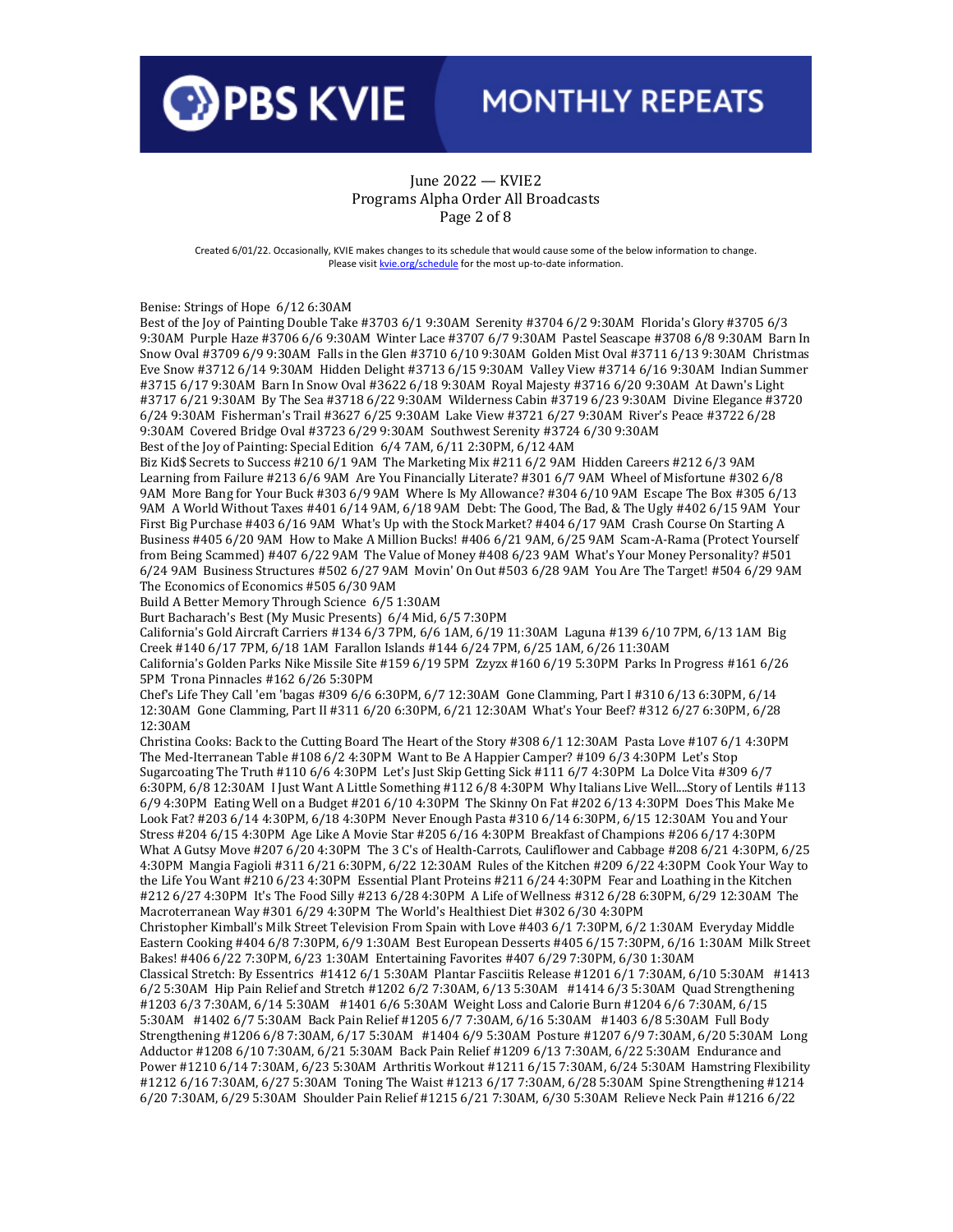# PBS KVIE MONTHLY REPEATS

June 2022 — KVIE2
Programs Alpha Order All Broadcasts
Page 2 of 8

Created 6/01/22. Occasionally, KVIE makes changes to its schedule that would cause some of the below information to change. Please visit kvie.org/schedule for the most up-to-date information.

Benise: Strings of Hope 6/12 6:30AM

Best of the Joy of Painting Double Take #3703 6/1 9:30AM Serenity #3704 6/2 9:30AM Florida's Glory #3705 6/3 9:30AM Purple Haze #3706 6/6 9:30AM Winter Lace #3707 6/7 9:30AM Pastel Seascape #3708 6/8 9:30AM Barn In Snow Oval #3709 6/9 9:30AM Falls in the Glen #3710 6/10 9:30AM Golden Mist Oval #3711 6/13 9:30AM Christmas Eve Snow #3712 6/14 9:30AM Hidden Delight #3713 6/15 9:30AM Valley View #3714 6/16 9:30AM Indian Summer #3715 6/17 9:30AM Barn In Snow Oval #3622 6/18 9:30AM Royal Majesty #3716 6/20 9:30AM At Dawn's Light #3717 6/21 9:30AM By The Sea #3718 6/22 9:30AM Wilderness Cabin #3719 6/23 9:30AM Divine Elegance #3720 6/24 9:30AM Fisherman's Trail #3627 6/25 9:30AM Lake View #3721 6/27 9:30AM River's Peace #3722 6/28 9:30AM Covered Bridge Oval #3723 6/29 9:30AM Southwest Serenity #3724 6/30 9:30AM

Best of the Joy of Painting: Special Edition 6/4 7AM, 6/11 2:30PM, 6/12 4AM

Biz Kid$ Secrets to Success #210 6/1 9AM The Marketing Mix #211 6/2 9AM Hidden Careers #212 6/3 9AM Learning from Failure #213 6/6 9AM Are You Financially Literate? #301 6/7 9AM Wheel of Misfortune #302 6/8 9AM More Bang for Your Buck #303 6/9 9AM Where Is My Allowance? #304 6/10 9AM Escape The Box #305 6/13 9AM A World Without Taxes #401 6/14 9AM, 6/18 9AM Debt: The Good, The Bad, & The Ugly #402 6/15 9AM Your First Big Purchase #403 6/16 9AM What's Up with the Stock Market? #404 6/17 9AM Crash Course On Starting A Business #405 6/20 9AM How to Make A Million Bucks! #406 6/21 9AM, 6/25 9AM Scam-A-Rama (Protect Yourself from Being Scammed) #407 6/22 9AM The Value of Money #408 6/23 9AM What's Your Money Personality? #501 6/24 9AM Business Structures #502 6/27 9AM Movin' On Out #503 6/28 9AM You Are The Target! #504 6/29 9AM The Economics of Economics #505 6/30 9AM

Build A Better Memory Through Science 6/5 1:30AM

Burt Bacharach's Best (My Music Presents) 6/4 Mid, 6/5 7:30PM

California's Gold Aircraft Carriers #134 6/3 7PM, 6/6 1AM, 6/19 11:30AM Laguna #139 6/10 7PM, 6/13 1AM Big Creek #140 6/17 7PM, 6/18 1AM Farallon Islands #144 6/24 7PM, 6/25 1AM, 6/26 11:30AM

California's Golden Parks Nike Missile Site #159 6/19 5PM Zzyzx #160 6/19 5:30PM Parks In Progress #161 6/26 5PM Trona Pinnacles #162 6/26 5:30PM

Chef's Life They Call 'em 'bagas #309 6/6 6:30PM, 6/7 12:30AM Gone Clamming, Part I #310 6/13 6:30PM, 6/14 12:30AM Gone Clamming, Part II #311 6/20 6:30PM, 6/21 12:30AM What's Your Beef? #312 6/27 6:30PM, 6/28 12:30AM

Christina Cooks: Back to the Cutting Board The Heart of the Story #308 6/1 12:30AM Pasta Love #107 6/1 4:30PM The Med-Iterranean Table #108 6/2 4:30PM Want to Be A Happier Camper? #109 6/3 4:30PM Let's Stop Sugarcoating The Truth #110 6/6 4:30PM Let's Just Skip Getting Sick #111 6/7 4:30PM La Dolce Vita #309 6/7 6:30PM, 6/8 12:30AM I Just Want A Little Something #112 6/8 4:30PM Why Italians Live Well....Story of Lentils #113 6/9 4:30PM Eating Well on a Budget #201 6/10 4:30PM The Skinny On Fat #202 6/13 4:30PM Does This Make Me Look Fat? #203 6/14 4:30PM, 6/18 4:30PM Never Enough Pasta #310 6/14 6:30PM, 6/15 12:30AM You and Your Stress #204 6/15 4:30PM Age Like A Movie Star #205 6/16 4:30PM Breakfast of Champions #206 6/17 4:30PM What A Gutsy Move #207 6/20 4:30PM The 3 C's of Health-Carrots, Cauliflower and Cabbage #208 6/21 4:30PM, 6/25 4:30PM Mangia Fagioli #311 6/21 6:30PM, 6/22 12:30AM Rules of the Kitchen #209 6/22 4:30PM Cook Your Way to the Life You Want #210 6/23 4:30PM Essential Plant Proteins #211 6/24 4:30PM Fear and Loathing in the Kitchen #212 6/27 4:30PM It's The Food Silly #213 6/28 4:30PM A Life of Wellness #312 6/28 6:30PM, 6/29 12:30AM The Macroterranean Way #301 6/29 4:30PM The World's Healthiest Diet #302 6/30 4:30PM

Christopher Kimball's Milk Street Television From Spain with Love #403 6/1 7:30PM, 6/2 1:30AM Everyday Middle Eastern Cooking #404 6/8 7:30PM, 6/9 1:30AM Best European Desserts #405 6/15 7:30PM, 6/16 1:30AM Milk Street Bakes! #406 6/22 7:30PM, 6/23 1:30AM Entertaining Favorites #407 6/29 7:30PM, 6/30 1:30AM

Classical Stretch: By Essentrics #1412 6/1 5:30AM Plantar Fasciitis Release #1201 6/1 7:30AM, 6/10 5:30AM #1413 6/2 5:30AM Hip Pain Relief and Stretch #1202 6/2 7:30AM, 6/13 5:30AM #1414 6/3 5:30AM Quad Strengthening #1203 6/3 7:30AM, 6/14 5:30AM #1401 6/6 5:30AM Weight Loss and Calorie Burn #1204 6/6 7:30AM, 6/15 5:30AM #1402 6/7 5:30AM Back Pain Relief #1205 6/7 7:30AM, 6/16 5:30AM #1403 6/8 5:30AM Full Body Strengthening #1206 6/8 7:30AM, 6/17 5:30AM #1404 6/9 5:30AM Posture #1207 6/9 7:30AM, 6/20 5:30AM Long Adductor #1208 6/10 7:30AM, 6/21 5:30AM Back Pain Relief #1209 6/13 7:30AM, 6/22 5:30AM Endurance and Power #1210 6/14 7:30AM, 6/23 5:30AM Arthritis Workout #1211 6/15 7:30AM, 6/24 5:30AM Hamstring Flexibility #1212 6/16 7:30AM, 6/27 5:30AM Toning The Waist #1213 6/17 7:30AM, 6/28 5:30AM Spine Strengthening #1214 6/20 7:30AM, 6/29 5:30AM Shoulder Pain Relief #1215 6/21 7:30AM, 6/30 5:30AM Relieve Neck Pain #1216 6/22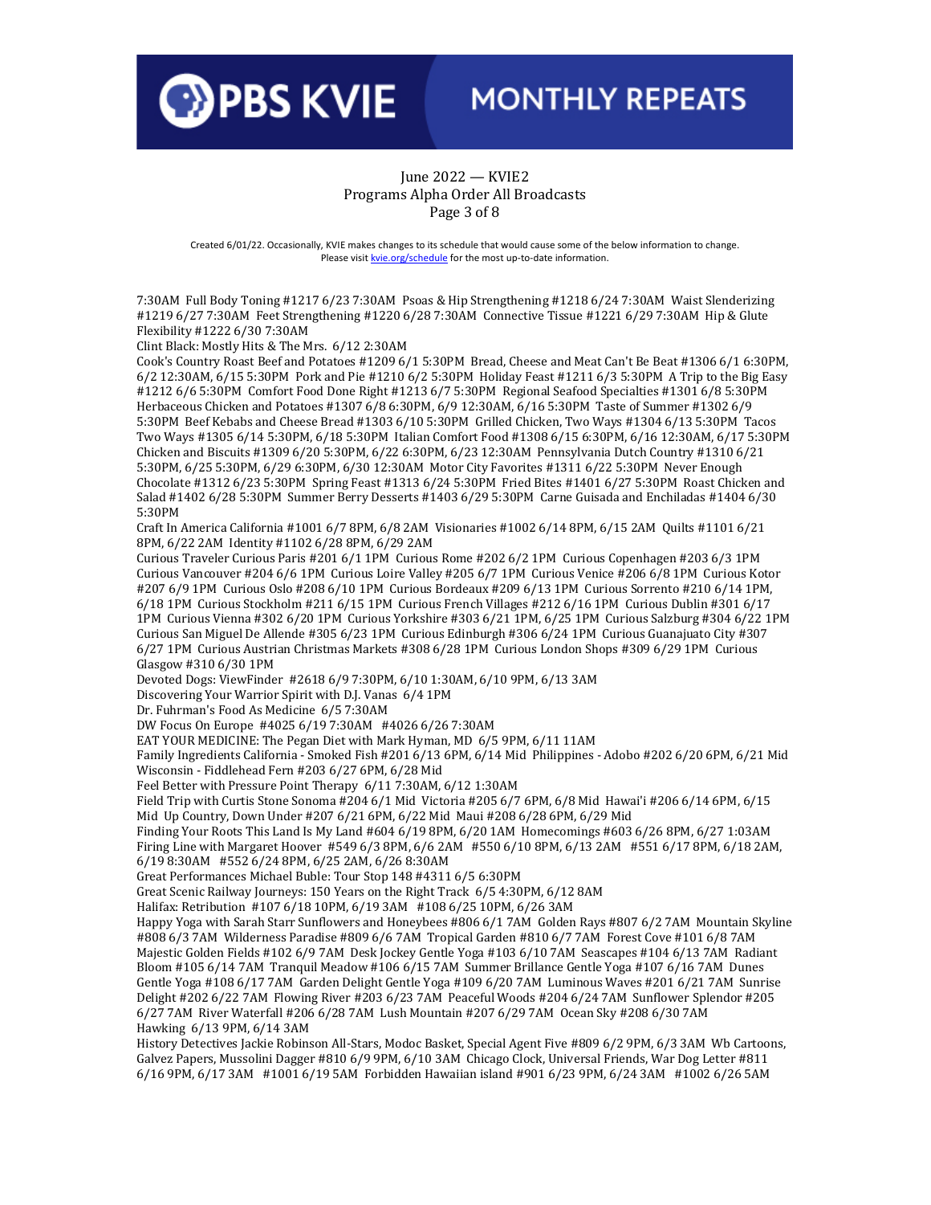June 2022 — KVIE2
Programs Alpha Order All Broadcasts

Created 6/01/22. Occasionally, KVIE makes changes to its schedule that would cause some of the below information to change. Please visit kvie.org/schedule for the most up-to-date information.

7:30AM Full Body Toning #1217 6/23 7:30AM Psoas & Hip Strengthening #1218 6/24 7:30AM Waist Slenderizing #1219 6/27 7:30AM Feet Strengthening #1220 6/28 7:30AM Connective Tissue #1221 6/29 7:30AM Hip & Glute Flexibility #1222 6/30 7:30AM

Clint Black: Mostly Hits & The Mrs. 6/12 2:30AM

Cook's Country Roast Beef and Potatoes #1209 6/1 5:30PM Bread, Cheese and Meat Can't Be Beat #1306 6/1 6:30PM, 6/2 12:30AM, 6/15 5:30PM Pork and Pie #1210 6/2 5:30PM Holiday Feast #1211 6/3 5:30PM A Trip to the Big Easy #1212 6/6 5:30PM Comfort Food Done Right #1213 6/7 5:30PM Regional Seafood Specialties #1301 6/8 5:30PM Herbaceous Chicken and Potatoes #1307 6/8 6:30PM, 6/9 12:30AM, 6/16 5:30PM Taste of Summer #1302 6/9 5:30PM Beef Kebabs and Cheese Bread #1303 6/10 5:30PM Grilled Chicken, Two Ways #1304 6/13 5:30PM Tacos Two Ways #1305 6/14 5:30PM, 6/18 5:30PM Italian Comfort Food #1308 6/15 6:30PM, 6/16 12:30AM, 6/17 5:30PM Chicken and Biscuits #1309 6/20 5:30PM, 6/22 6:30PM, 6/23 12:30AM Pennsylvania Dutch Country #1310 6/21 5:30PM, 6/25 5:30PM, 6/29 6:30PM, 6/30 12:30AM Motor City Favorites #1311 6/22 5:30PM Never Enough Chocolate #1312 6/23 5:30PM Spring Feast #1313 6/24 5:30PM Fried Bites #1401 6/27 5:30PM Roast Chicken and Salad #1402 6/28 5:30PM Summer Berry Desserts #1403 6/29 5:30PM Carne Guisada and Enchiladas #1404 6/30 5:30PM

Craft In America California #1001 6/7 8PM, 6/8 2AM Visionaries #1002 6/14 8PM, 6/15 2AM Quilts #1101 6/21 8PM, 6/22 2AM Identity #1102 6/28 8PM, 6/29 2AM

Curious Traveler Curious Paris #201 6/1 1PM Curious Rome #202 6/2 1PM Curious Copenhagen #203 6/3 1PM Curious Vancouver #204 6/6 1PM Curious Loire Valley #205 6/7 1PM Curious Venice #206 6/8 1PM Curious Kotor #207 6/9 1PM Curious Oslo #208 6/10 1PM Curious Bordeaux #209 6/13 1PM Curious Sorrento #210 6/14 1PM, 6/18 1PM Curious Stockholm #211 6/15 1PM Curious French Villages #212 6/16 1PM Curious Dublin #301 6/17 1PM Curious Vienna #302 6/20 1PM Curious Yorkshire #303 6/21 1PM, 6/25 1PM Curious Salzburg #304 6/22 1PM Curious San Miguel De Allende #305 6/23 1PM Curious Edinburgh #306 6/24 1PM Curious Guanajuato City #307 6/27 1PM Curious Austrian Christmas Markets #308 6/28 1PM Curious London Shops #309 6/29 1PM Curious Glasgow #310 6/30 1PM

Devoted Dogs: ViewFinder #2618 6/9 7:30PM, 6/10 1:30AM, 6/10 9PM, 6/13 3AM

Discovering Your Warrior Spirit with D.J. Vanas 6/4 1PM

Dr. Fuhrman's Food As Medicine 6/5 7:30AM

DW Focus On Europe #4025 6/19 7:30AM #4026 6/26 7:30AM

EAT YOUR MEDICINE: The Pegan Diet with Mark Hyman, MD 6/5 9PM, 6/11 11AM

Family Ingredients California - Smoked Fish #201 6/13 6PM, 6/14 Mid Philippines - Adobo #202 6/20 6PM, 6/21 Mid Wisconsin - Fiddlehead Fern #203 6/27 6PM, 6/28 Mid

Feel Better with Pressure Point Therapy 6/11 7:30AM, 6/12 1:30AM

Field Trip with Curtis Stone Sonoma #204 6/1 Mid Victoria #205 6/7 6PM, 6/8 Mid Hawai'i #206 6/14 6PM, 6/15 Mid Up Country, Down Under #207 6/21 6PM, 6/22 Mid Maui #208 6/28 6PM, 6/29 Mid

Finding Your Roots This Land Is My Land #604 6/19 8PM, 6/20 1AM Homecomings #603 6/26 8PM, 6/27 1:03AM

Firing Line with Margaret Hoover #549 6/3 8PM, 6/6 2AM #550 6/10 8PM, 6/13 2AM #551 6/17 8PM, 6/18 2AM, 6/19 8:30AM #552 6/24 8PM, 6/25 2AM, 6/26 8:30AM

Great Performances Michael Buble: Tour Stop 148 #4311 6/5 6:30PM

Great Scenic Railway Journeys: 150 Years on the Right Track 6/5 4:30PM, 6/12 8AM

Halifax: Retribution #107 6/18 10PM, 6/19 3AM #108 6/25 10PM, 6/26 3AM

Happy Yoga with Sarah Starr Sunflowers and Honeybees #806 6/1 7AM Golden Rays #807 6/2 7AM Mountain Skyline #808 6/3 7AM Wilderness Paradise #809 6/6 7AM Tropical Garden #810 6/7 7AM Forest Cove #101 6/8 7AM Majestic Golden Fields #102 6/9 7AM Desk Jockey Gentle Yoga #103 6/10 7AM Seascapes #104 6/13 7AM Radiant Bloom #105 6/14 7AM Tranquil Meadow #106 6/15 7AM Summer Brillance Gentle Yoga #107 6/16 7AM Dunes Gentle Yoga #108 6/17 7AM Garden Delight Gentle Yoga #109 6/20 7AM Luminous Waves #201 6/21 7AM Sunrise Delight #202 6/22 7AM Flowing River #203 6/23 7AM Peaceful Woods #204 6/24 7AM Sunflower Splendor #205 6/27 7AM River Waterfall #206 6/28 7AM Lush Mountain #207 6/29 7AM Ocean Sky #208 6/30 7AM

Hawking 6/13 9PM, 6/14 3AM

History Detectives Jackie Robinson All-Stars, Modoc Basket, Special Agent Five #809 6/2 9PM, 6/3 3AM Wb Cartoons, Galvez Papers, Mussolini Dagger #810 6/9 9PM, 6/10 3AM Chicago Clock, Universal Friends, War Dog Letter #811 6/16 9PM, 6/17 3AM #1001 6/19 5AM Forbidden Hawaiian island #901 6/23 9PM, 6/24 3AM #1002 6/26 5AM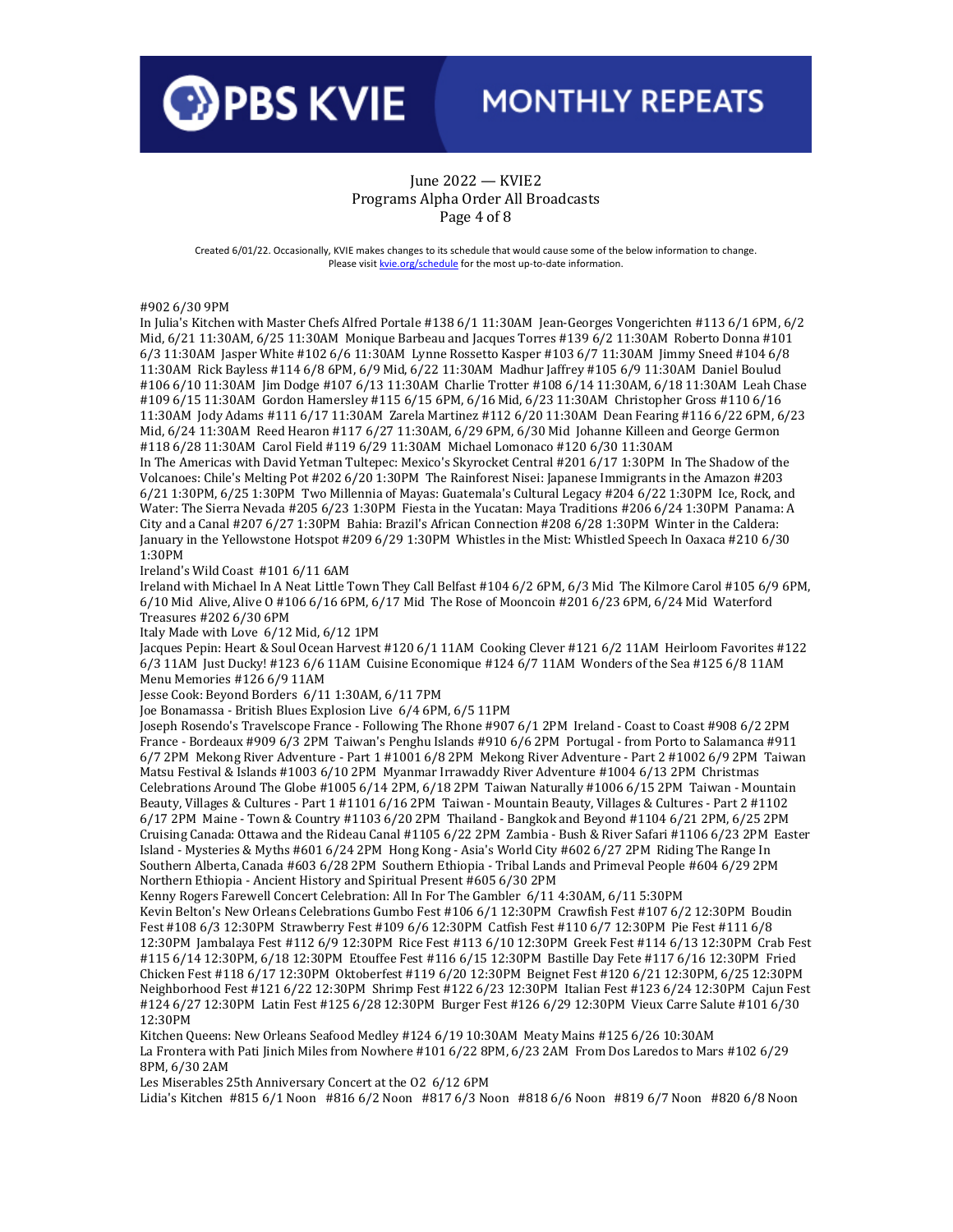June 2022 — KVIE2
Programs Alpha Order All Broadcasts
Page 4 of 8

Created 6/01/22. Occasionally, KVIE makes changes to its schedule that would cause some of the below information to change. Please visit kvie.org/schedule for the most up-to-date information.

#902 6/30 9PM

In Julia's Kitchen with Master Chefs Alfred Portale #138 6/1 11:30AM  Jean-Georges Vongerichten #113 6/1 6PM, 6/2 Mid, 6/21 11:30AM, 6/25 11:30AM  Monique Barbeau and Jacques Torres #139 6/2 11:30AM  Roberto Donna #101 6/3 11:30AM  Jasper White #102 6/6 11:30AM  Lynne Rossetto Kasper #103 6/7 11:30AM  Jimmy Sneed #104 6/8 11:30AM  Rick Bayless #114 6/8 6PM, 6/9 Mid, 6/22 11:30AM  Madhur Jaffrey #105 6/9 11:30AM  Daniel Boulud #106 6/10 11:30AM  Jim Dodge #107 6/13 11:30AM  Charlie Trotter #108 6/14 11:30AM, 6/18 11:30AM  Leah Chase #109 6/15 11:30AM  Gordon Hamersley #115 6/15 6PM, 6/16 Mid, 6/23 11:30AM  Christopher Gross #110 6/16 11:30AM  Jody Adams #111 6/17 11:30AM  Zarela Martinez #112 6/20 11:30AM  Dean Fearing #116 6/22 6PM, 6/23 Mid, 6/24 11:30AM  Reed Hearon #117 6/27 11:30AM, 6/29 6PM, 6/30 Mid  Johanne Killeen and George Germon #118 6/28 11:30AM  Carol Field #119 6/29 11:30AM  Michael Lomonaco #120 6/30 11:30AM

In The Americas with David Yetman Tultepec: Mexico's Skyrocket Central #201 6/17 1:30PM  In The Shadow of the Volcanoes: Chile's Melting Pot #202 6/20 1:30PM  The Rainforest Nisei: Japanese Immigrants in the Amazon #203 6/21 1:30PM, 6/25 1:30PM  Two Millennia of Mayas: Guatemala's Cultural Legacy #204 6/22 1:30PM  Ice, Rock, and Water: The Sierra Nevada #205 6/23 1:30PM  Fiesta in the Yucatan: Maya Traditions #206 6/24 1:30PM  Panama: A City and a Canal #207 6/27 1:30PM  Bahia: Brazil's African Connection #208 6/28 1:30PM  Winter in the Caldera: January in the Yellowstone Hotspot #209 6/29 1:30PM  Whistles in the Mist: Whistled Speech In Oaxaca #210 6/30 1:30PM

Ireland's Wild Coast  #101 6/11 6AM

Ireland with Michael In A Neat Little Town They Call Belfast #104 6/2 6PM, 6/3 Mid  The Kilmore Carol #105 6/9 6PM, 6/10 Mid  Alive, Alive O #106 6/16 6PM, 6/17 Mid  The Rose of Mooncoin #201 6/23 6PM, 6/24 Mid  Waterford Treasures #202 6/30 6PM

Italy Made with Love  6/12 Mid, 6/12 1PM

Jacques Pepin: Heart & Soul Ocean Harvest #120 6/1 11AM  Cooking Clever #121 6/2 11AM  Heirloom Favorites #122 6/3 11AM  Just Ducky! #123 6/6 11AM  Cuisine Economique #124 6/7 11AM  Wonders of the Sea #125 6/8 11AM  Menu Memories #126 6/9 11AM

Jesse Cook: Beyond Borders  6/11 1:30AM, 6/11 7PM

Joe Bonamassa - British Blues Explosion Live  6/4 6PM, 6/5 11PM

Joseph Rosendo's Travelscope France - Following The Rhone #907 6/1 2PM  Ireland - Coast to Coast #908 6/2 2PM  France - Bordeaux #909 6/3 2PM  Taiwan's Penghu Islands #910 6/6 2PM  Portugal - from Porto to Salamanca #911 6/7 2PM  Mekong River Adventure - Part 1 #1001 6/8 2PM  Mekong River Adventure - Part 2 #1002 6/9 2PM  Taiwan Matsu Festival & Islands #1003 6/10 2PM  Myanmar Irrawaddy River Adventure #1004 6/13 2PM  Christmas Celebrations Around The Globe #1005 6/14 2PM, 6/18 2PM  Taiwan Naturally #1006 6/15 2PM  Taiwan - Mountain Beauty, Villages & Cultures - Part 1 #1101 6/16 2PM  Taiwan - Mountain Beauty, Villages & Cultures - Part 2 #1102 6/17 2PM  Maine - Town & Country #1103 6/20 2PM  Thailand - Bangkok and Beyond #1104 6/21 2PM, 6/25 2PM  Cruising Canada: Ottawa and the Rideau Canal #1105 6/22 2PM  Zambia - Bush & River Safari #1106 6/23 2PM  Easter Island - Mysteries & Myths #601 6/24 2PM  Hong Kong - Asia's World City #602 6/27 2PM  Riding The Range In Southern Alberta, Canada #603 6/28 2PM  Southern Ethiopia - Tribal Lands and Primeval People #604 6/29 2PM  Northern Ethiopia - Ancient History and Spiritual Present #605 6/30 2PM

Kenny Rogers Farewell Concert Celebration: All In For The Gambler  6/11 4:30AM, 6/11 5:30PM

Kevin Belton's New Orleans Celebrations Gumbo Fest #106 6/1 12:30PM  Crawfish Fest #107 6/2 12:30PM  Boudin Fest #108 6/3 12:30PM  Strawberry Fest #109 6/6 12:30PM  Catfish Fest #110 6/7 12:30PM  Pie Fest #111 6/8 12:30PM  Jambalaya Fest #112 6/9 12:30PM  Rice Fest #113 6/10 12:30PM  Greek Fest #114 6/13 12:30PM  Crab Fest #115 6/14 12:30PM, 6/18 12:30PM  Etouffee Fest #116 6/15 12:30PM  Bastille Day Fete #117 6/16 12:30PM  Fried Chicken Fest #118 6/17 12:30PM  Oktoberfest #119 6/20 12:30PM  Beignet Fest #120 6/21 12:30PM, 6/25 12:30PM  Neighborhood Fest #121 6/22 12:30PM  Shrimp Fest #122 6/23 12:30PM  Italian Fest #123 6/24 12:30PM  Cajun Fest #124 6/27 12:30PM  Latin Fest #125 6/28 12:30PM  Burger Fest #126 6/29 12:30PM  Vieux Carre Salute #101 6/30 12:30PM

Kitchen Queens: New Orleans Seafood Medley #124 6/19 10:30AM  Meaty Mains #125 6/26 10:30AM

La Frontera with Pati Jinich Miles from Nowhere #101 6/22 8PM, 6/23 2AM  From Dos Laredos to Mars #102 6/29 8PM, 6/30 2AM

Les Miserables 25th Anniversary Concert at the O2  6/12 6PM

Lidia's Kitchen  #815 6/1 Noon  #816 6/2 Noon  #817 6/3 Noon  #818 6/6 Noon  #819 6/7 Noon  #820 6/8 Noon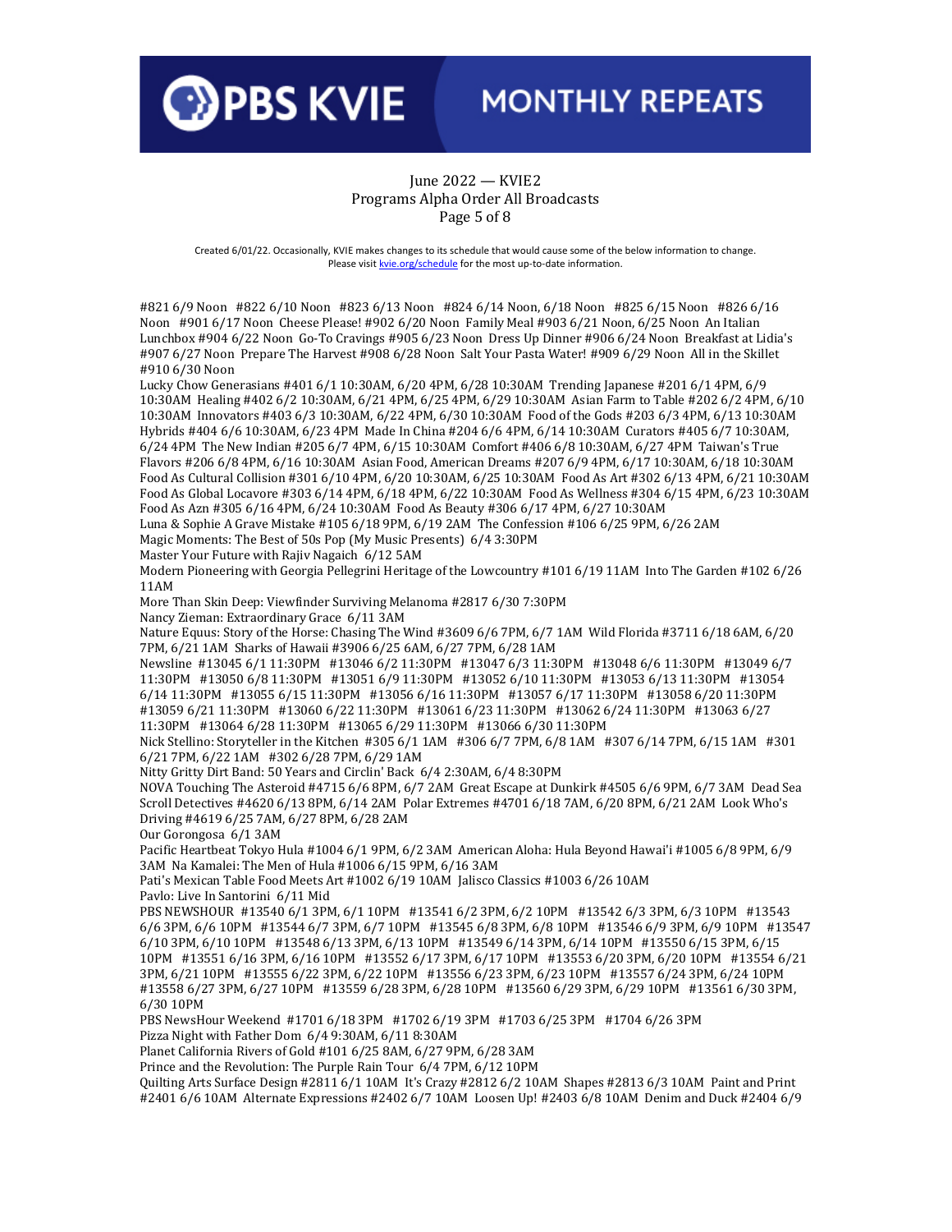June 2022 — KVIE2
Programs Alpha Order All Broadcasts
Page 5 of 8

Created 6/01/22. Occasionally, KVIE makes changes to its schedule that would cause some of the below information to change. Please visit kvie.org/schedule for the most up-to-date information.

#821 6/9 Noon #822 6/10 Noon #823 6/13 Noon #824 6/14 Noon, 6/18 Noon #825 6/15 Noon #826 6/16 Noon #901 6/17 Noon Cheese Please! #902 6/20 Noon Family Meal #903 6/21 Noon, 6/25 Noon An Italian Lunchbox #904 6/22 Noon Go-To Cravings #905 6/23 Noon Dress Up Dinner #906 6/24 Noon Breakfast at Lidia's #907 6/27 Noon Prepare The Harvest #908 6/28 Noon Salt Your Pasta Water! #909 6/29 Noon All in the Skillet #910 6/30 Noon

Lucky Chow Generasians #401 6/1 10:30AM, 6/20 4PM, 6/28 10:30AM Trending Japanese #201 6/1 4PM, 6/9 10:30AM Healing #402 6/2 10:30AM, 6/21 4PM, 6/25 4PM, 6/29 10:30AM Asian Farm to Table #202 6/2 4PM, 6/10 10:30AM Innovators #403 6/3 10:30AM, 6/22 4PM, 6/30 10:30AM Food of the Gods #203 6/3 4PM, 6/13 10:30AM Hybrids #404 6/6 10:30AM, 6/23 4PM Made In China #204 6/6 4PM, 6/14 10:30AM Curators #405 6/7 10:30AM, 6/24 4PM The New Indian #205 6/7 4PM, 6/15 10:30AM Comfort #406 6/8 10:30AM, 6/27 4PM Taiwan's True Flavors #206 6/8 4PM, 6/16 10:30AM Asian Food, American Dreams #207 6/9 4PM, 6/17 10:30AM, 6/18 10:30AM Food As Cultural Collision #301 6/10 4PM, 6/20 10:30AM, 6/25 10:30AM Food As Art #302 6/13 4PM, 6/21 10:30AM Food As Global Locavore #303 6/14 4PM, 6/18 4PM, 6/22 10:30AM Food As Wellness #304 6/15 4PM, 6/23 10:30AM Food As Azn #305 6/16 4PM, 6/24 10:30AM Food As Beauty #306 6/17 4PM, 6/27 10:30AM

Luna & Sophie A Grave Mistake #105 6/18 9PM, 6/19 2AM The Confession #106 6/25 9PM, 6/26 2AM

Magic Moments: The Best of 50s Pop (My Music Presents) 6/4 3:30PM

Master Your Future with Rajiv Nagaich 6/12 5AM

Modern Pioneering with Georgia Pellegrini Heritage of the Lowcountry #101 6/19 11AM Into The Garden #102 6/26 11AM

More Than Skin Deep: Viewfinder Surviving Melanoma #2817 6/30 7:30PM

Nancy Zieman: Extraordinary Grace 6/11 3AM

Nature Equus: Story of the Horse: Chasing The Wind #3609 6/6 7PM, 6/7 1AM Wild Florida #3711 6/18 6AM, 6/20 7PM, 6/21 1AM Sharks of Hawaii #3906 6/25 6AM, 6/27 7PM, 6/28 1AM

Newsline #13045 6/1 11:30PM #13046 6/2 11:30PM #13047 6/3 11:30PM #13048 6/6 11:30PM #13049 6/7 11:30PM #13050 6/8 11:30PM #13051 6/9 11:30PM #13052 6/10 11:30PM #13053 6/13 11:30PM #13054 6/14 11:30PM #13055 6/15 11:30PM #13056 6/16 11:30PM #13057 6/17 11:30PM #13058 6/20 11:30PM #13059 6/21 11:30PM #13060 6/22 11:30PM #13061 6/23 11:30PM #13062 6/24 11:30PM #13063 6/27 11:30PM #13064 6/28 11:30PM #13065 6/29 11:30PM #13066 6/30 11:30PM

Nick Stellino: Storyteller in the Kitchen #305 6/1 1AM #306 6/7 7PM, 6/8 1AM #307 6/14 7PM, 6/15 1AM #301 6/21 7PM, 6/22 1AM #302 6/28 7PM, 6/29 1AM

Nitty Gritty Dirt Band: 50 Years and Circlin' Back 6/4 2:30AM, 6/4 8:30PM

NOVA Touching The Asteroid #4715 6/6 8PM, 6/7 2AM Great Escape at Dunkirk #4505 6/6 9PM, 6/7 3AM Dead Sea Scroll Detectives #4620 6/13 8PM, 6/14 2AM Polar Extremes #4701 6/18 7AM, 6/20 8PM, 6/21 2AM Look Who's Driving #4619 6/25 7AM, 6/27 8PM, 6/28 2AM

Our Gorongosa 6/1 3AM

Pacific Heartbeat Tokyo Hula #1004 6/1 9PM, 6/2 3AM American Aloha: Hula Beyond Hawai'i #1005 6/8 9PM, 6/9 3AM Na Kamalei: The Men of Hula #1006 6/15 9PM, 6/16 3AM

Pati's Mexican Table Food Meets Art #1002 6/19 10AM Jalisco Classics #1003 6/26 10AM

Pavlo: Live In Santorini 6/11 Mid

PBS NEWSHOUR #13540 6/1 3PM, 6/1 10PM #13541 6/2 3PM, 6/2 10PM #13542 6/3 3PM, 6/3 10PM #13543 6/6 3PM, 6/6 10PM #13544 6/7 3PM, 6/7 10PM #13545 6/8 3PM, 6/8 10PM #13546 6/9 3PM, 6/9 10PM #13547 6/10 3PM, 6/10 10PM #13548 6/13 3PM, 6/13 10PM #13549 6/14 3PM, 6/14 10PM #13550 6/15 3PM, 6/15 10PM #13551 6/16 3PM, 6/16 10PM #13552 6/17 3PM, 6/17 10PM #13553 6/20 3PM, 6/20 10PM #13554 6/21 3PM, 6/21 10PM #13555 6/22 3PM, 6/22 10PM #13556 6/23 3PM, 6/23 10PM #13557 6/24 3PM, 6/24 10PM #13558 6/27 3PM, 6/27 10PM #13559 6/28 3PM, 6/28 10PM #13560 6/29 3PM, 6/29 10PM #13561 6/30 3PM, 6/30 10PM

PBS NewsHour Weekend #1701 6/18 3PM #1702 6/19 3PM #1703 6/25 3PM #1704 6/26 3PM

Pizza Night with Father Dom 6/4 9:30AM, 6/11 8:30AM

Planet California Rivers of Gold #101 6/25 8AM, 6/27 9PM, 6/28 3AM

Prince and the Revolution: The Purple Rain Tour 6/4 7PM, 6/12 10PM

Quilting Arts Surface Design #2811 6/1 10AM It's Crazy #2812 6/2 10AM Shapes #2813 6/3 10AM Paint and Print #2401 6/6 10AM Alternate Expressions #2402 6/7 10AM Loosen Up! #2403 6/8 10AM Denim and Duck #2404 6/9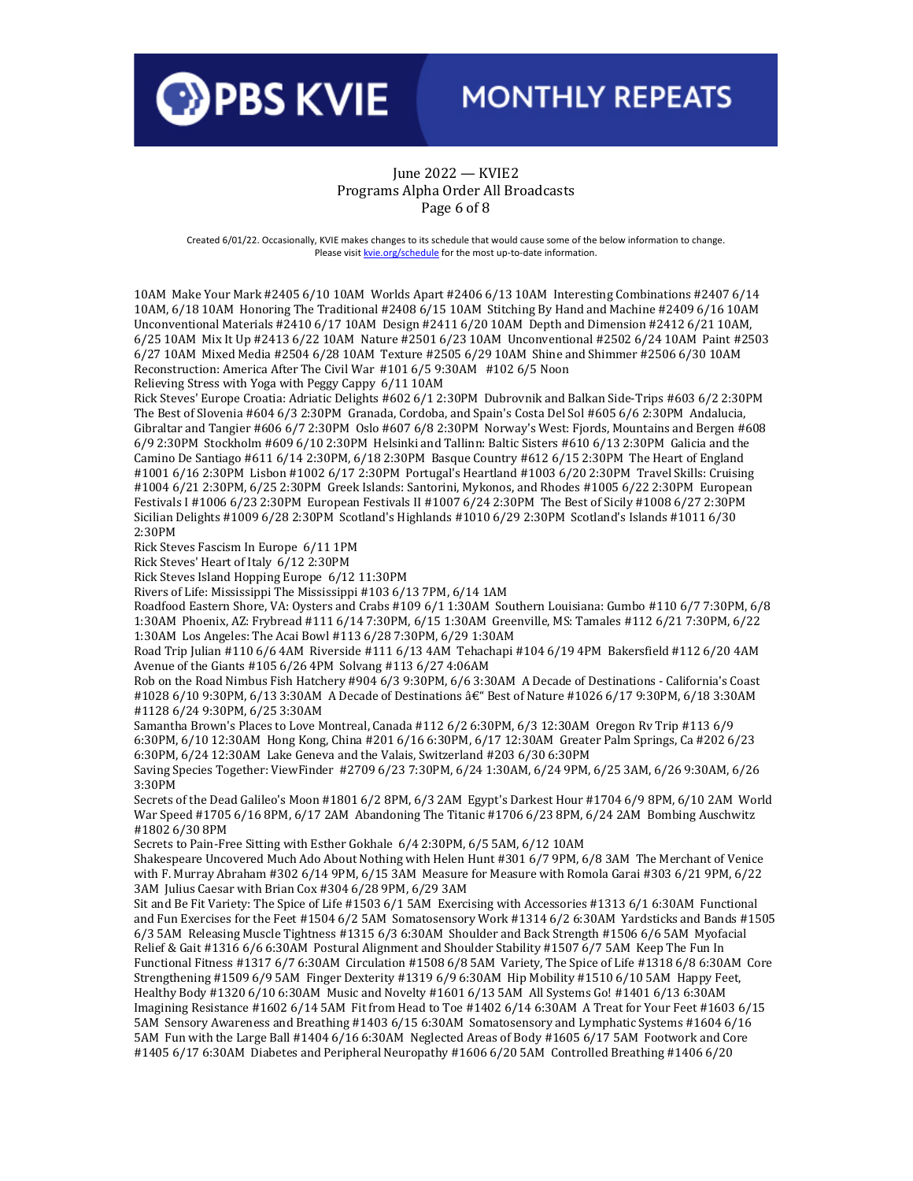June 2022 — KVIE2
Programs Alpha Order All Broadcasts
Page 6 of 8

Created 6/01/22. Occasionally, KVIE makes changes to its schedule that would cause some of the below information to change. Please visit kvie.org/schedule for the most up-to-date information.

10AM Make Your Mark #2405 6/10 10AM Worlds Apart #2406 6/13 10AM Interesting Combinations #2407 6/14 10AM, 6/18 10AM Honoring The Traditional #2408 6/15 10AM Stitching By Hand and Machine #2409 6/16 10AM Unconventional Materials #2410 6/17 10AM Design #2411 6/20 10AM Depth and Dimension #2412 6/21 10AM, 6/25 10AM Mix It Up #2413 6/22 10AM Nature #2501 6/23 10AM Unconventional #2502 6/24 10AM Paint #2503 6/27 10AM Mixed Media #2504 6/28 10AM Texture #2505 6/29 10AM Shine and Shimmer #2506 6/30 10AM

Reconstruction: America After The Civil War #101 6/5 9:30AM #102 6/5 Noon

Relieving Stress with Yoga with Peggy Cappy 6/11 10AM

Rick Steves' Europe Croatia: Adriatic Delights #602 6/1 2:30PM Dubrovnik and Balkan Side-Trips #603 6/2 2:30PM The Best of Slovenia #604 6/3 2:30PM Granada, Cordoba, and Spain's Costa Del Sol #605 6/6 2:30PM Andalucia, Gibraltar and Tangier #606 6/7 2:30PM Oslo #607 6/8 2:30PM Norway's West: Fjords, Mountains and Bergen #608 6/9 2:30PM Stockholm #609 6/10 2:30PM Helsinki and Tallinn: Baltic Sisters #610 6/13 2:30PM Galicia and the Camino De Santiago #611 6/14 2:30PM, 6/18 2:30PM Basque Country #612 6/15 2:30PM The Heart of England #1001 6/16 2:30PM Lisbon #1002 6/17 2:30PM Portugal's Heartland #1003 6/20 2:30PM Travel Skills: Cruising #1004 6/21 2:30PM, 6/25 2:30PM Greek Islands: Santorini, Mykonos, and Rhodes #1005 6/22 2:30PM European Festivals I #1006 6/23 2:30PM European Festivals II #1007 6/24 2:30PM The Best of Sicily #1008 6/27 2:30PM Sicilian Delights #1009 6/28 2:30PM Scotland's Highlands #1010 6/29 2:30PM Scotland's Islands #1011 6/30 2:30PM

Rick Steves Fascism In Europe 6/11 1PM

Rick Steves' Heart of Italy 6/12 2:30PM

Rick Steves Island Hopping Europe 6/12 11:30PM

Rivers of Life: Mississippi The Mississippi #103 6/13 7PM, 6/14 1AM

Roadfood Eastern Shore, VA: Oysters and Crabs #109 6/1 1:30AM Southern Louisiana: Gumbo #110 6/7 7:30PM, 6/8 1:30AM Phoenix, AZ: Frybread #111 6/14 7:30PM, 6/15 1:30AM Greenville, MS: Tamales #112 6/21 7:30PM, 6/22 1:30AM Los Angeles: The Acai Bowl #113 6/28 7:30PM, 6/29 1:30AM

Road Trip Julian #110 6/6 4AM Riverside #111 6/13 4AM Tehachapi #104 6/19 4PM Bakersfield #112 6/20 4AM Avenue of the Giants #105 6/26 4PM Solvang #113 6/27 4:06AM

Rob on the Road Nimbus Fish Hatchery #904 6/3 9:30PM, 6/6 3:30AM A Decade of Destinations - California's Coast #1028 6/10 9:30PM, 6/13 3:30AM A Decade of Destinations â€" Best of Nature #1026 6/17 9:30PM, 6/18 3:30AM #1128 6/24 9:30PM, 6/25 3:30AM

Samantha Brown's Places to Love Montreal, Canada #112 6/2 6:30PM, 6/3 12:30AM Oregon Rv Trip #113 6/9 6:30PM, 6/10 12:30AM Hong Kong, China #201 6/16 6:30PM, 6/17 12:30AM Greater Palm Springs, Ca #202 6/23 6:30PM, 6/24 12:30AM Lake Geneva and the Valais, Switzerland #203 6/30 6:30PM

Saving Species Together: ViewFinder #2709 6/23 7:30PM, 6/24 1:30AM, 6/24 9PM, 6/25 3AM, 6/26 9:30AM, 6/26 3:30PM

Secrets of the Dead Galileo's Moon #1801 6/2 8PM, 6/3 2AM Egypt's Darkest Hour #1704 6/9 8PM, 6/10 2AM World War Speed #1705 6/16 8PM, 6/17 2AM Abandoning The Titanic #1706 6/23 8PM, 6/24 2AM Bombing Auschwitz #1802 6/30 8PM

Secrets to Pain-Free Sitting with Esther Gokhale 6/4 2:30PM, 6/5 5AM, 6/12 10AM

Shakespeare Uncovered Much Ado About Nothing with Helen Hunt #301 6/7 9PM, 6/8 3AM The Merchant of Venice with F. Murray Abraham #302 6/14 9PM, 6/15 3AM Measure for Measure with Romola Garai #303 6/21 9PM, 6/22 3AM Julius Caesar with Brian Cox #304 6/28 9PM, 6/29 3AM

Sit and Be Fit Variety: The Spice of Life #1503 6/1 5AM Exercising with Accessories #1313 6/1 6:30AM Functional and Fun Exercises for the Feet #1504 6/2 5AM Somatosensory Work #1314 6/2 6:30AM Yardsticks and Bands #1505 6/3 5AM Releasing Muscle Tightness #1315 6/3 6:30AM Shoulder and Back Strength #1506 6/6 5AM Myofacial Relief & Gait #1316 6/6 6:30AM Postural Alignment and Shoulder Stability #1507 6/7 5AM Keep The Fun In Functional Fitness #1317 6/7 6:30AM Circulation #1508 6/8 5AM Variety, The Spice of Life #1318 6/8 6:30AM Core Strengthening #1509 6/9 5AM Finger Dexterity #1319 6/9 6:30AM Hip Mobility #1510 6/10 5AM Happy Feet, Healthy Body #1320 6/10 6:30AM Music and Novelty #1601 6/13 5AM All Systems Go! #1401 6/13 6:30AM Imagining Resistance #1602 6/14 5AM Fit from Head to Toe #1402 6/14 6:30AM A Treat for Your Feet #1603 6/15 5AM Sensory Awareness and Breathing #1403 6/15 6:30AM Somatosensory and Lymphatic Systems #1604 6/16 5AM Fun with the Large Ball #1404 6/16 6:30AM Neglected Areas of Body #1605 6/17 5AM Footwork and Core #1405 6/17 6:30AM Diabetes and Peripheral Neuropathy #1606 6/20 5AM Controlled Breathing #1406 6/20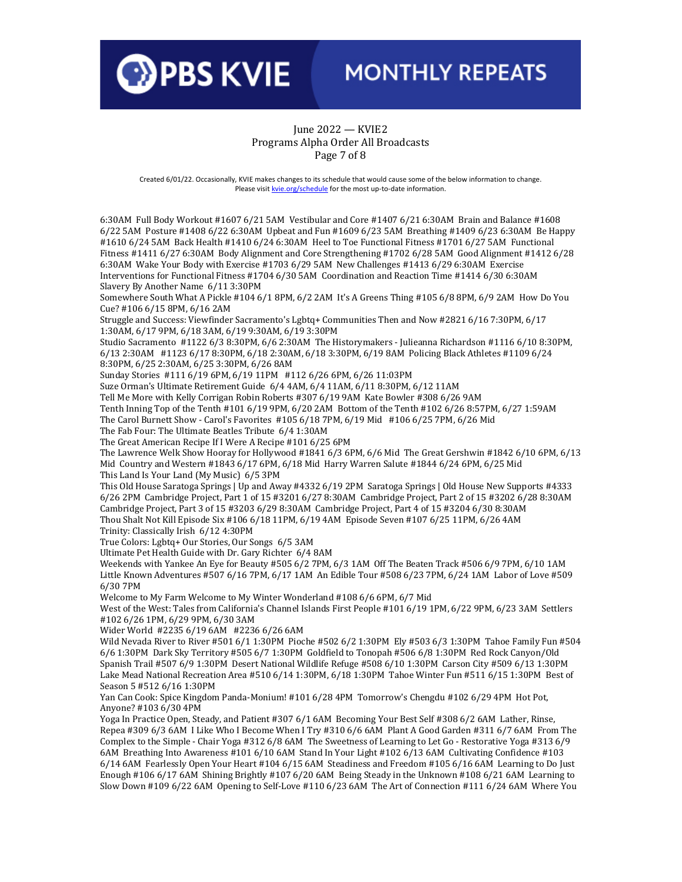# PBS KVIE MONTHLY REPEATS

June 2022 — KVIE2
Programs Alpha Order All Broadcasts

Created 6/01/22. Occasionally, KVIE makes changes to its schedule that would cause some of the below information to change. Please visit kvie.org/schedule for the most up-to-date information.

6:30AM Full Body Workout #1607 6/21 5AM Vestibular and Core #1407 6/21 6:30AM Brain and Balance #1608 6/22 5AM Posture #1408 6/22 6:30AM Upbeat and Fun #1609 6/23 5AM Breathing #1409 6/23 6:30AM Be Happy #1610 6/24 5AM Back Health #1410 6/24 6:30AM Heel to Toe Functional Fitness #1701 6/27 5AM Functional Fitness #1411 6/27 6:30AM Body Alignment and Core Strengthening #1702 6/28 5AM Good Alignment #1412 6/28 6:30AM Wake Your Body with Exercise #1703 6/29 5AM New Challenges #1413 6/29 6:30AM Exercise Interventions for Functional Fitness #1704 6/30 5AM Coordination and Reaction Time #1414 6/30 6:30AM

Slavery By Another Name 6/11 3:30PM

Somewhere South What A Pickle #104 6/1 8PM, 6/2 2AM It's A Greens Thing #105 6/8 8PM, 6/9 2AM How Do You Cue? #106 6/15 8PM, 6/16 2AM

Struggle and Success: Viewfinder Sacramento's Lgbtq+ Communities Then and Now #2821 6/16 7:30PM, 6/17 1:30AM, 6/17 9PM, 6/18 3AM, 6/19 9:30AM, 6/19 3:30PM

Studio Sacramento #1122 6/3 8:30PM, 6/6 2:30AM The Historymakers - Julieanna Richardson #1116 6/10 8:30PM, 6/13 2:30AM #1123 6/17 8:30PM, 6/18 2:30AM, 6/18 3:30PM, 6/19 8AM Policing Black Athletes #1109 6/24 8:30PM, 6/25 2:30AM, 6/25 3:30PM, 6/26 8AM

Sunday Stories #111 6/19 6PM, 6/19 11PM #112 6/26 6PM, 6/26 11:03PM

Suze Orman's Ultimate Retirement Guide 6/4 4AM, 6/4 11AM, 6/11 8:30PM, 6/12 11AM

Tell Me More with Kelly Corrigan Robin Roberts #307 6/19 9AM Kate Bowler #308 6/26 9AM

Tenth Inning Top of the Tenth #101 6/19 9PM, 6/20 2AM Bottom of the Tenth #102 6/26 8:57PM, 6/27 1:59AM

The Carol Burnett Show - Carol's Favorites #105 6/18 7PM, 6/19 Mid #106 6/25 7PM, 6/26 Mid

The Fab Four: The Ultimate Beatles Tribute 6/4 1:30AM

The Great American Recipe If I Were A Recipe #101 6/25 6PM

The Lawrence Welk Show Hooray for Hollywood #1841 6/3 6PM, 6/6 Mid The Great Gershwin #1842 6/10 6PM, 6/13 Mid Country and Western #1843 6/17 6PM, 6/18 Mid Harry Warren Salute #1844 6/24 6PM, 6/25 Mid

This Land Is Your Land (My Music) 6/5 3PM

This Old House Saratoga Springs | Up and Away #4332 6/19 2PM Saratoga Springs | Old House New Supports #4333 6/26 2PM Cambridge Project, Part 1 of 15 #3201 6/27 8:30AM Cambridge Project, Part 2 of 15 #3202 6/28 8:30AM Cambridge Project, Part 3 of 15 #3203 6/29 8:30AM Cambridge Project, Part 4 of 15 #3204 6/30 8:30AM

Thou Shalt Not Kill Episode Six #106 6/18 11PM, 6/19 4AM Episode Seven #107 6/25 11PM, 6/26 4AM

Trinity: Classically Irish 6/12 4:30PM

True Colors: Lgbtq+ Our Stories, Our Songs 6/5 3AM

Ultimate Pet Health Guide with Dr. Gary Richter 6/4 8AM

Weekends with Yankee An Eye for Beauty #505 6/2 7PM, 6/3 1AM Off The Beaten Track #506 6/9 7PM, 6/10 1AM Little Known Adventures #507 6/16 7PM, 6/17 1AM An Edible Tour #508 6/23 7PM, 6/24 1AM Labor of Love #509 6/30 7PM

Welcome to My Farm Welcome to My Winter Wonderland #108 6/6 6PM, 6/7 Mid

West of the West: Tales from California's Channel Islands First People #101 6/19 1PM, 6/22 9PM, 6/23 3AM Settlers #102 6/26 1PM, 6/29 9PM, 6/30 3AM

Wider World #2235 6/19 6AM #2236 6/26 6AM

Wild Nevada River to River #501 6/1 1:30PM Pioche #502 6/2 1:30PM Ely #503 6/3 1:30PM Tahoe Family Fun #504 6/6 1:30PM Dark Sky Territory #505 6/7 1:30PM Goldfield to Tonopah #506 6/8 1:30PM Red Rock Canyon/Old Spanish Trail #507 6/9 1:30PM Desert National Wildlife Refuge #508 6/10 1:30PM Carson City #509 6/13 1:30PM Lake Mead National Recreation Area #510 6/14 1:30PM, 6/18 1:30PM Tahoe Winter Fun #511 6/15 1:30PM Best of Season 5 #512 6/16 1:30PM

Yan Can Cook: Spice Kingdom Panda-Monium! #101 6/28 4PM Tomorrow's Chengdu #102 6/29 4PM Hot Pot, Anyone? #103 6/30 4PM

Yoga In Practice Open, Steady, and Patient #307 6/1 6AM Becoming Your Best Self #308 6/2 6AM Lather, Rinse, Repea #309 6/3 6AM I Like Who I Become When I Try #310 6/6 6AM Plant A Good Garden #311 6/7 6AM From The Complex to the Simple - Chair Yoga #312 6/8 6AM The Sweetness of Learning to Let Go - Restorative Yoga #313 6/9 6AM Breathing Into Awareness #101 6/10 6AM Stand In Your Light #102 6/13 6AM Cultivating Confidence #103 6/14 6AM Fearlessly Open Your Heart #104 6/15 6AM Steadiness and Freedom #105 6/16 6AM Learning to Do Just Enough #106 6/17 6AM Shining Brightly #107 6/20 6AM Being Steady in the Unknown #108 6/21 6AM Learning to Slow Down #109 6/22 6AM Opening to Self-Love #110 6/23 6AM The Art of Connection #111 6/24 6AM Where You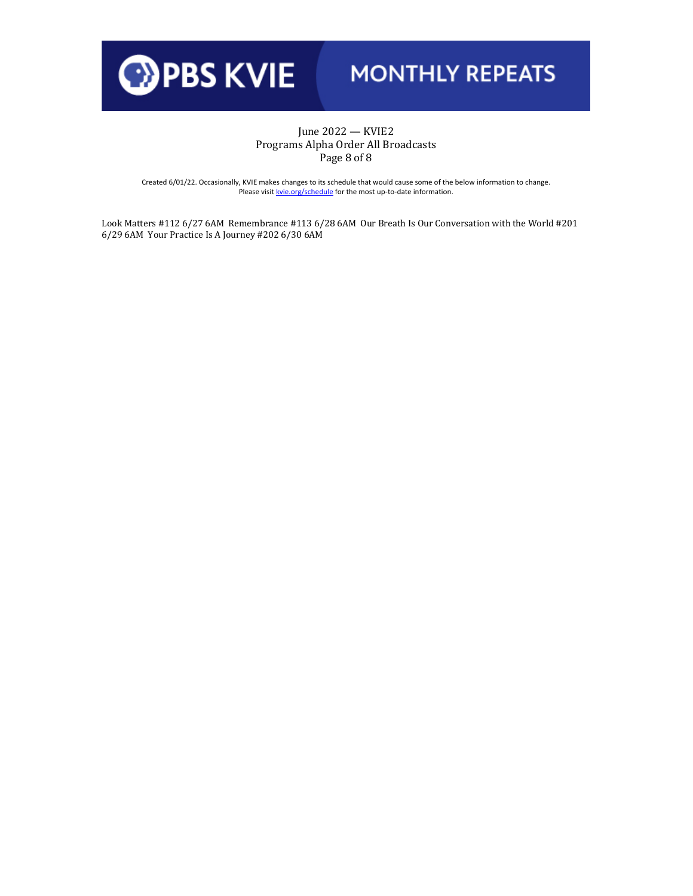# MONTHLY REPEATS

June 2022 — KVIE2
Programs Alpha Order All Broadcasts

Created 6/01/22. Occasionally, KVIE makes changes to its schedule that would cause some of the below information to change.
Please visit kvie.org/schedule for the most up-to-date information.

Look Matters #112 6/27 6AM Remembrance #113 6/28 6AM Our Breath Is Our Conversation with the World #201 6/29 6AM Your Practice Is A Journey #202 6/30 6AM